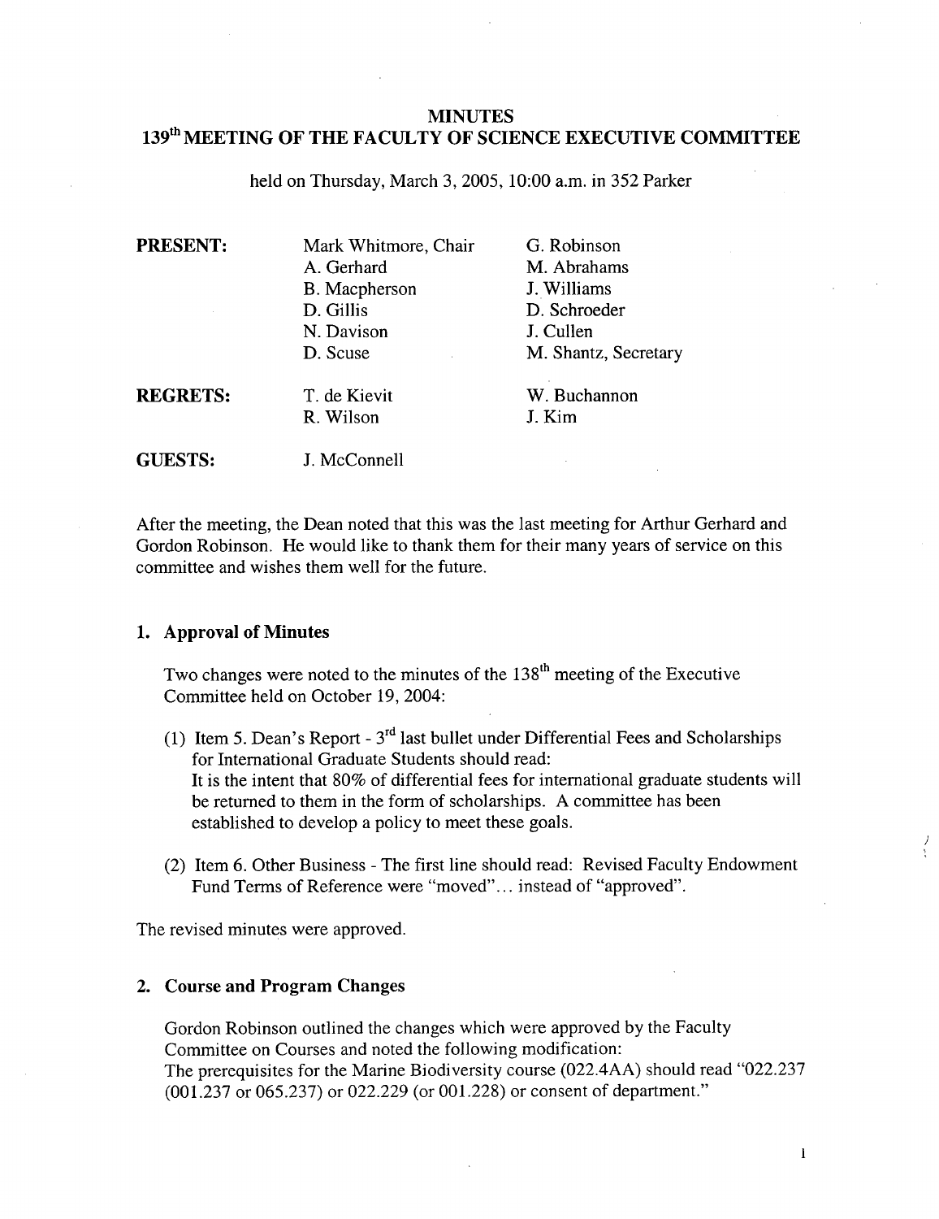# MINUTES
## 139th MEETING OF THE FACULTY OF SCIENCE EXECUTIVE COMMITTEE

held on Thursday, March 3, 2005, 10:00 a.m. in 352 Parker

| | | |
|---|---|---|
| **PRESENT:** | Mark Whitmore, Chair | G. Robinson |
| | A. Gerhard | M. Abrahams |
| | B. Macpherson | J. Williams |
| | D. Gillis | D. Schroeder |
| | N. Davison | J. Cullen |
| | D. Scuse | M. Shantz, Secretary |
| **REGRETS:** | T. de Kievit | W. Buchannon |
| | R. Wilson | J. Kim |
| **GUESTS:** | J. McConnell | |

After the meeting, the Dean noted that this was the last meeting for Arthur Gerhard and Gordon Robinson. He would like to thank them for their many years of service on this committee and wishes them well for the future.

### 1. Approval of Minutes

Two changes were noted to the minutes of the 138th meeting of the Executive Committee held on October 19, 2004:

(1) Item 5. Dean's Report - 3rd last bullet under Differential Fees and Scholarships for International Graduate Students should read:
It is the intent that 80% of differential fees for international graduate students will be returned to them in the form of scholarships. A committee has been established to develop a policy to meet these goals.

(2) Item 6. Other Business - The first line should read: Revised Faculty Endowment Fund Terms of Reference were "moved"... instead of "approved".

The revised minutes were approved.

### 2. Course and Program Changes

Gordon Robinson outlined the changes which were approved by the Faculty Committee on Courses and noted the following modification:
The prerequisites for the Marine Biodiversity course (022.4AA) should read "022.237 (001.237 or 065.237) or 022.229 (or 001.228) or consent of department."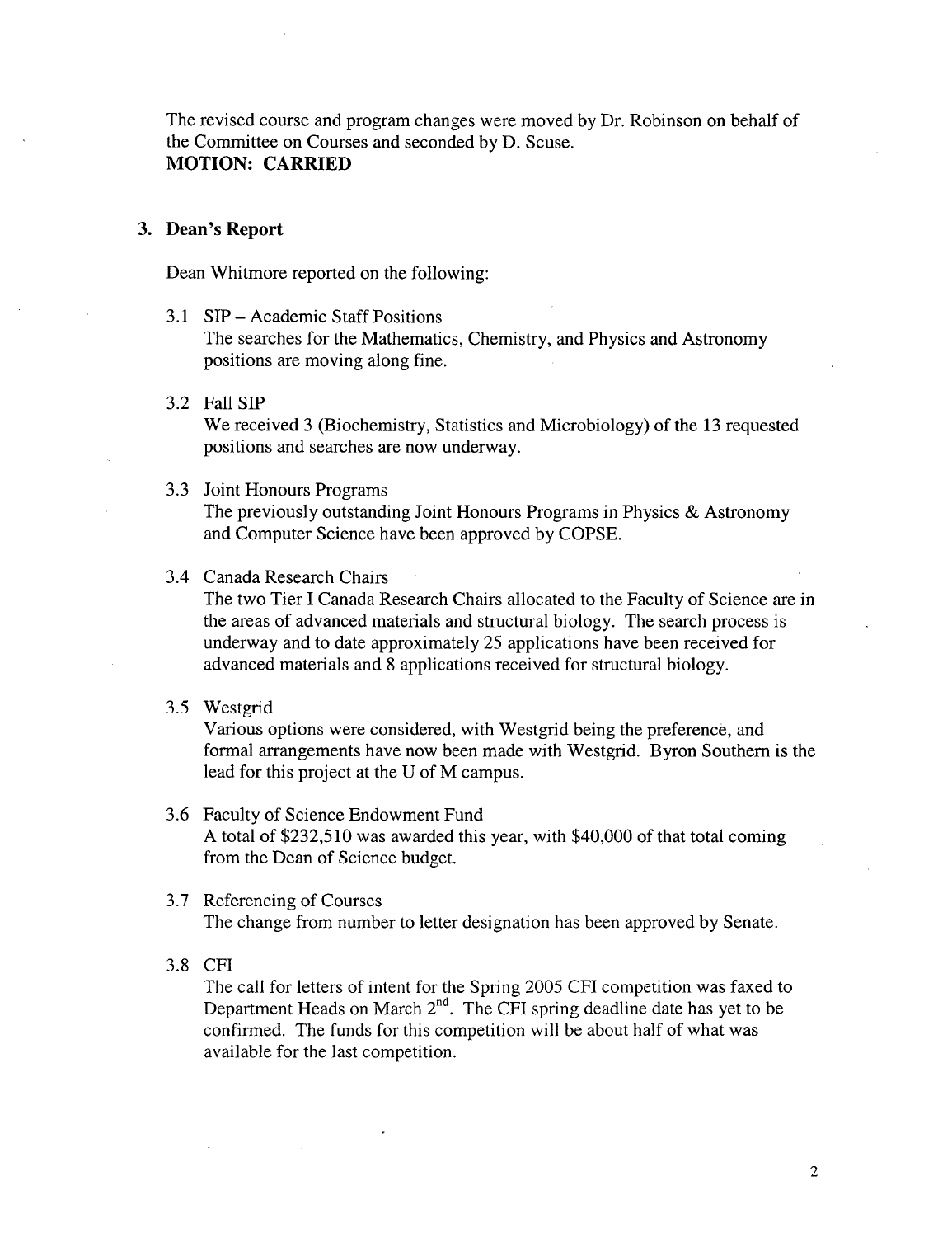The revised course and program changes were moved by Dr. Robinson on behalf of the Committee on Courses and seconded by D. Scuse.
**MOTION: CARRIED**

## 3. Dean's Report

Dean Whitmore reported on the following:

3.1 SIP – Academic Staff Positions
The searches for the Mathematics, Chemistry, and Physics and Astronomy positions are moving along fine.

3.2 Fall SIP
We received 3 (Biochemistry, Statistics and Microbiology) of the 13 requested positions and searches are now underway.

3.3 Joint Honours Programs
The previously outstanding Joint Honours Programs in Physics & Astronomy and Computer Science have been approved by COPSE.

3.4 Canada Research Chairs
The two Tier I Canada Research Chairs allocated to the Faculty of Science are in the areas of advanced materials and structural biology. The search process is underway and to date approximately 25 applications have been received for advanced materials and 8 applications received for structural biology.

3.5 Westgrid
Various options were considered, with Westgrid being the preference, and formal arrangements have now been made with Westgrid. Byron Southern is the lead for this project at the U of M campus.

3.6 Faculty of Science Endowment Fund
A total of $232,510 was awarded this year, with $40,000 of that total coming from the Dean of Science budget.

3.7 Referencing of Courses
The change from number to letter designation has been approved by Senate.

3.8 CFI
The call for letters of intent for the Spring 2005 CFI competition was faxed to Department Heads on March 2nd. The CFI spring deadline date has yet to be confirmed. The funds for this competition will be about half of what was available for the last competition.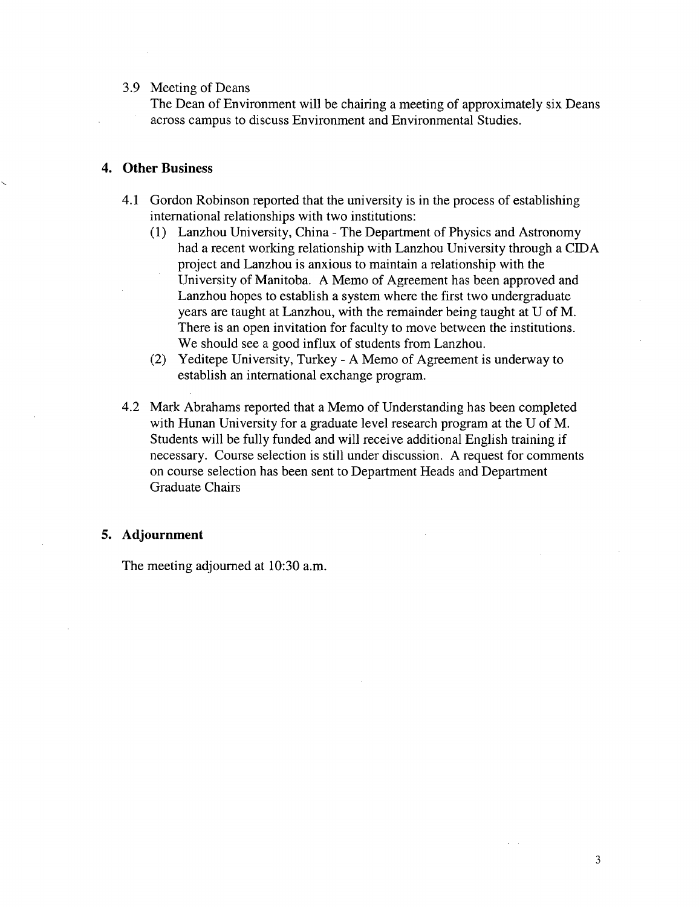3.9 Meeting of Deans

The Dean of Environment will be chairing a meeting of approximately six Deans across campus to discuss Environment and Environmental Studies.

## 4. Other Business

4.1 Gordon Robinson reported that the university is in the process of establishing international relationships with two institutions:

(1) Lanzhou University, China - The Department of Physics and Astronomy had a recent working relationship with Lanzhou University through a CIDA project and Lanzhou is anxious to maintain a relationship with the University of Manitoba. A Memo of Agreement has been approved and Lanzhou hopes to establish a system where the first two undergraduate years are taught at Lanzhou, with the remainder being taught at U of M. There is an open invitation for faculty to move between the institutions. We should see a good influx of students from Lanzhou.

(2) Yeditepe University, Turkey - A Memo of Agreement is underway to establish an international exchange program.

4.2 Mark Abrahams reported that a Memo of Understanding has been completed with Hunan University for a graduate level research program at the U of M. Students will be fully funded and will receive additional English training if necessary. Course selection is still under discussion. A request for comments on course selection has been sent to Department Heads and Department Graduate Chairs

## 5. Adjournment

The meeting adjourned at 10:30 a.m.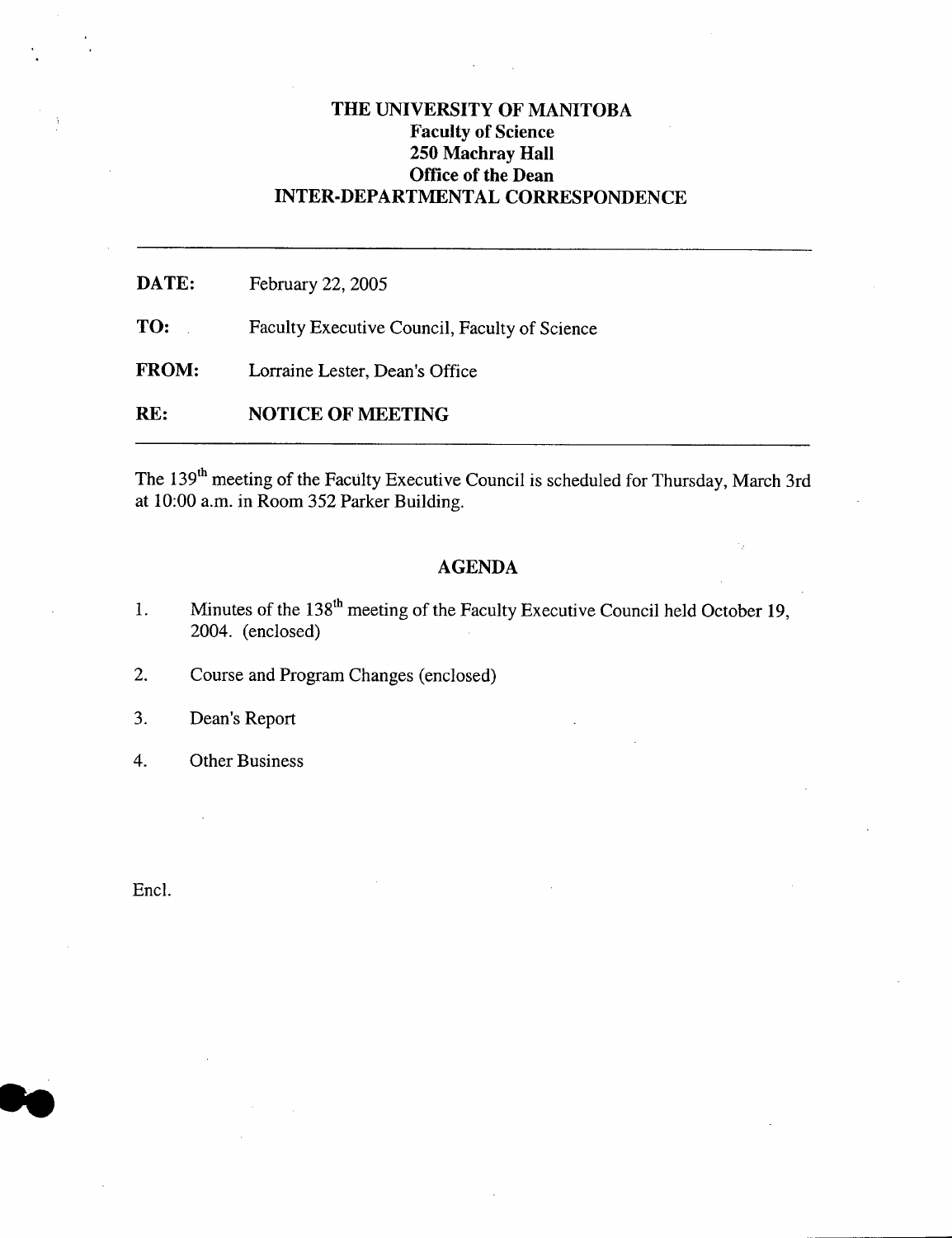**THE UNIVERSITY OF MANITOBA**
**Faculty of Science**
**250 Machray Hall**
**Office of the Dean**
**INTER-DEPARTMENTAL CORRESPONDENCE**

---

**DATE:** February 22, 2005

**TO:** Faculty Executive Council, Faculty of Science

**FROM:** Lorraine Lester, Dean's Office

**RE:** **NOTICE OF MEETING**

---

The 139th meeting of the Faculty Executive Council is scheduled for Thursday, March 3rd at 10:00 a.m. in Room 352 Parker Building.

## AGENDA

1. Minutes of the 138th meeting of the Faculty Executive Council held October 19, 2004. (enclosed)
2. Course and Program Changes (enclosed)
3. Dean's Report
4. Other Business

Encl.